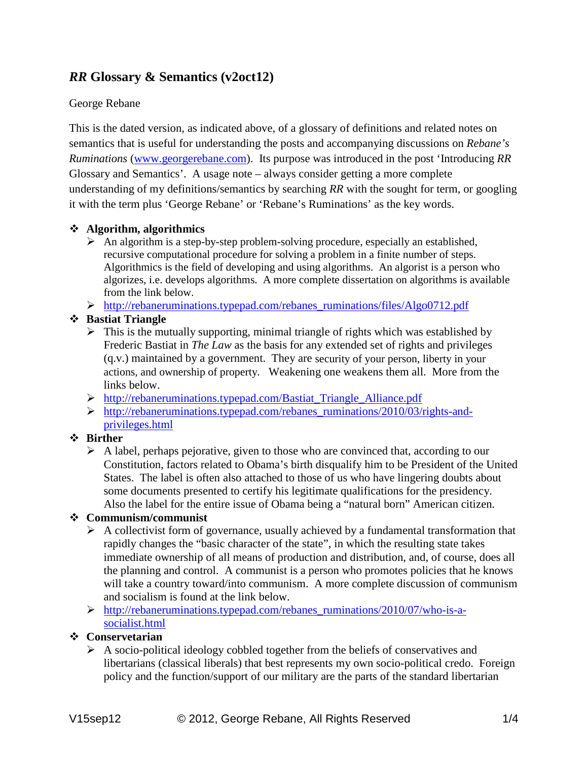# *RR* Glossary & Semantics (v2oct12)

George Rebane

This is the dated version, as indicated above, of a glossary of definitions and related notes on semantics that is useful for understanding the posts and accompanying discussions on *Rebane's Ruminations* (www.georgerebane.com). Its purpose was introduced in the post 'Introducing *RR* Glossary and Semantics'. A usage note – always consider getting a more complete understanding of my definitions/semantics by searching *RR* with the sought for term, or googling it with the term plus 'George Rebane' or 'Rebane's Ruminations' as the key words.

- **Algorithm, algorithmics**
  - An algorithm is a step-by-step problem-solving procedure, especially an established, recursive computational procedure for solving a problem in a finite number of steps. Algorithmics is the field of developing and using algorithms. An algorist is a person who algorizes, i.e. develops algorithms. A more complete dissertation on algorithms is available from the link below.
  - http://rebaneruminations.typepad.com/rebanes_ruminations/files/Algo0712.pdf
- **Bastiat Triangle**
  - This is the mutually supporting, minimal triangle of rights which was established by Frederic Bastiat in *The Law* as the basis for any extended set of rights and privileges (q.v.) maintained by a government. They are security of your person, liberty in your actions, and ownership of property. Weakening one weakens them all. More from the links below.
  - http://rebaneruminations.typepad.com/Bastiat_Triangle_Alliance.pdf
  - http://rebaneruminations.typepad.com/rebanes_ruminations/2010/03/rights-and-privileges.html
- **Birther**
  - A label, perhaps pejorative, given to those who are convinced that, according to our Constitution, factors related to Obama's birth disqualify him to be President of the United States. The label is often also attached to those of us who have lingering doubts about some documents presented to certify his legitimate qualifications for the presidency. Also the label for the entire issue of Obama being a "natural born" American citizen.
- **Communism/communist**
  - A collectivist form of governance, usually achieved by a fundamental transformation that rapidly changes the "basic character of the state", in which the resulting state takes immediate ownership of all means of production and distribution, and, of course, does all the planning and control. A communist is a person who promotes policies that he knows will take a country toward/into communism. A more complete discussion of communism and socialism is found at the link below.
  - http://rebaneruminations.typepad.com/rebanes_ruminations/2010/07/who-is-a-socialist.html
- **Conservetarian**
  - A socio-political ideology cobbled together from the beliefs of conservatives and libertarians (classical liberals) that best represents my own socio-political credo. Foreign policy and the function/support of our military are the parts of the standard libertarian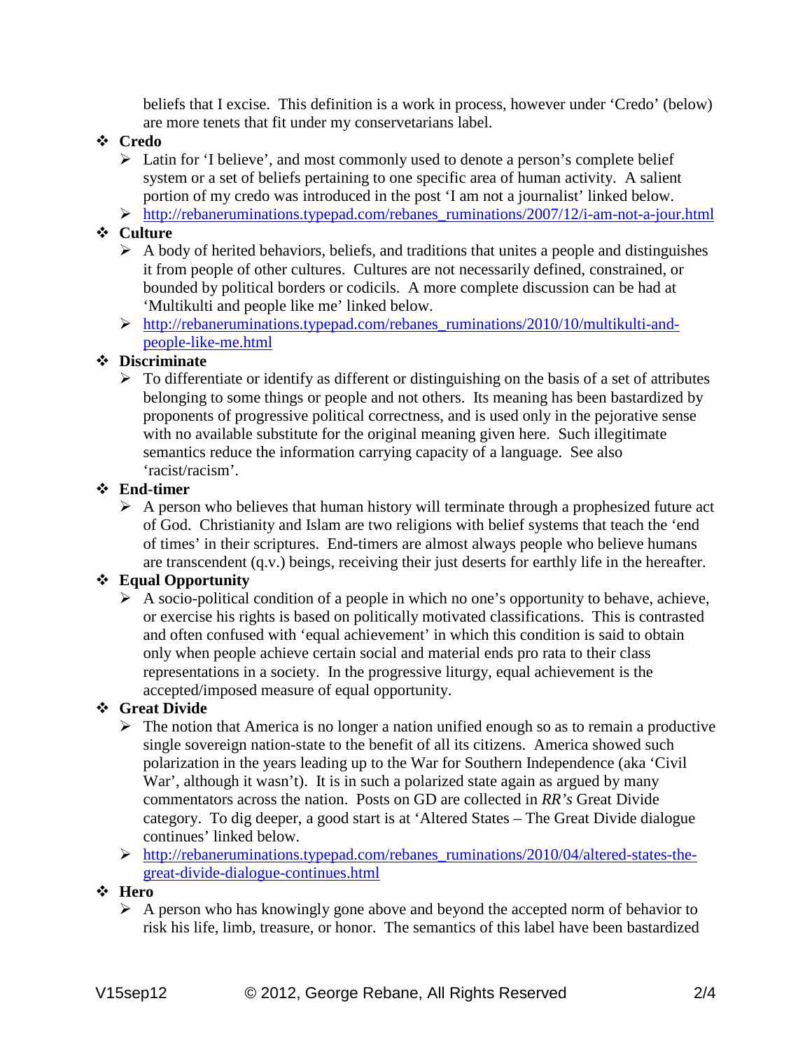beliefs that I excise. This definition is a work in process, however under 'Credo' (below) are more tenets that fit under my conservetarians label.

- **Credo**
  - Latin for 'I believe', and most commonly used to denote a person's complete belief system or a set of beliefs pertaining to one specific area of human activity. A salient portion of my credo was introduced in the post 'I am not a journalist' linked below.
  - http://rebaneruminations.typepad.com/rebanes_ruminations/2007/12/i-am-not-a-jour.html
- **Culture**
  - A body of herited behaviors, beliefs, and traditions that unites a people and distinguishes it from people of other cultures. Cultures are not necessarily defined, constrained, or bounded by political borders or codicils. A more complete discussion can be had at 'Multikulti and people like me' linked below.
  - http://rebaneruminations.typepad.com/rebanes_ruminations/2010/10/multikulti-and-people-like-me.html
- **Discriminate**
  - To differentiate or identify as different or distinguishing on the basis of a set of attributes belonging to some things or people and not others. Its meaning has been bastardized by proponents of progressive political correctness, and is used only in the pejorative sense with no available substitute for the original meaning given here. Such illegitimate semantics reduce the information carrying capacity of a language. See also 'racist/racism'.
- **End-timer**
  - A person who believes that human history will terminate through a prophesized future act of God. Christianity and Islam are two religions with belief systems that teach the 'end of times' in their scriptures. End-timers are almost always people who believe humans are transcendent (q.v.) beings, receiving their just deserts for earthly life in the hereafter.
- **Equal Opportunity**
  - A socio-political condition of a people in which no one's opportunity to behave, achieve, or exercise his rights is based on politically motivated classifications. This is contrasted and often confused with 'equal achievement' in which this condition is said to obtain only when people achieve certain social and material ends pro rata to their class representations in a society. In the progressive liturgy, equal achievement is the accepted/imposed measure of equal opportunity.
- **Great Divide**
  - The notion that America is no longer a nation unified enough so as to remain a productive single sovereign nation-state to the benefit of all its citizens. America showed such polarization in the years leading up to the War for Southern Independence (aka 'Civil War', although it wasn't). It is in such a polarized state again as argued by many commentators across the nation. Posts on GD are collected in *RR's* Great Divide category. To dig deeper, a good start is at 'Altered States – The Great Divide dialogue continues' linked below.
  - http://rebaneruminations.typepad.com/rebanes_ruminations/2010/04/altered-states-the-great-divide-dialogue-continues.html
- **Hero**
  - A person who has knowingly gone above and beyond the accepted norm of behavior to risk his life, limb, treasure, or honor. The semantics of this label have been bastardized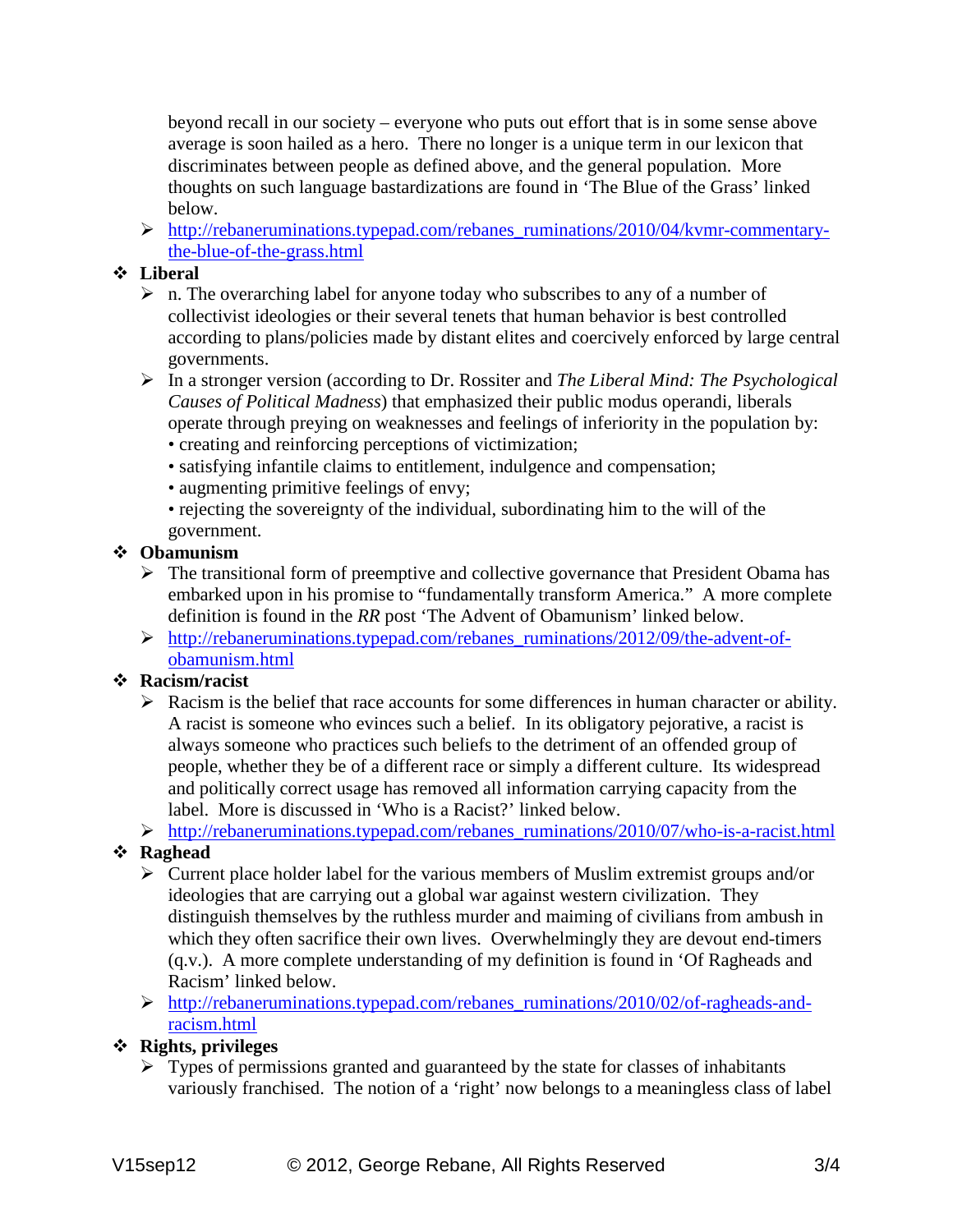beyond recall in our society – everyone who puts out effort that is in some sense above average is soon hailed as a hero. There no longer is a unique term in our lexicon that discriminates between people as defined above, and the general population. More thoughts on such language bastardizations are found in 'The Blue of the Grass' linked below.

- http://rebaneruminations.typepad.com/rebanes_ruminations/2010/04/kvmr-commentary-the-blue-of-the-grass.html

- **Liberal**
  - n. The overarching label for anyone today who subscribes to any of a number of collectivist ideologies or their several tenets that human behavior is best controlled according to plans/policies made by distant elites and coercively enforced by large central governments.
  - In a stronger version (according to Dr. Rossiter and *The Liberal Mind: The Psychological Causes of Political Madness*) that emphasized their public modus operandi, liberals operate through preying on weaknesses and feelings of inferiority in the population by:
    - creating and reinforcing perceptions of victimization;
    - satisfying infantile claims to entitlement, indulgence and compensation;
    - augmenting primitive feelings of envy;
    - rejecting the sovereignty of the individual, subordinating him to the will of the government.
- **Obamunism**
  - The transitional form of preemptive and collective governance that President Obama has embarked upon in his promise to "fundamentally transform America." A more complete definition is found in the *RR* post 'The Advent of Obamunism' linked below.
  - http://rebaneruminations.typepad.com/rebanes_ruminations/2012/09/the-advent-of-obamunism.html
- **Racism/racist**
  - Racism is the belief that race accounts for some differences in human character or ability. A racist is someone who evinces such a belief. In its obligatory pejorative, a racist is always someone who practices such beliefs to the detriment of an offended group of people, whether they be of a different race or simply a different culture. Its widespread and politically correct usage has removed all information carrying capacity from the label. More is discussed in 'Who is a Racist?' linked below.
  - http://rebaneruminations.typepad.com/rebanes_ruminations/2010/07/who-is-a-racist.html
- **Raghead**
  - Current place holder label for the various members of Muslim extremist groups and/or ideologies that are carrying out a global war against western civilization. They distinguish themselves by the ruthless murder and maiming of civilians from ambush in which they often sacrifice their own lives. Overwhelmingly they are devout end-timers (q.v.). A more complete understanding of my definition is found in 'Of Ragheads and Racism' linked below.
  - http://rebaneruminations.typepad.com/rebanes_ruminations/2010/02/of-ragheads-and-racism.html
- **Rights, privileges**
  - Types of permissions granted and guaranteed by the state for classes of inhabitants variously franchised. The notion of a 'right' now belongs to a meaningless class of label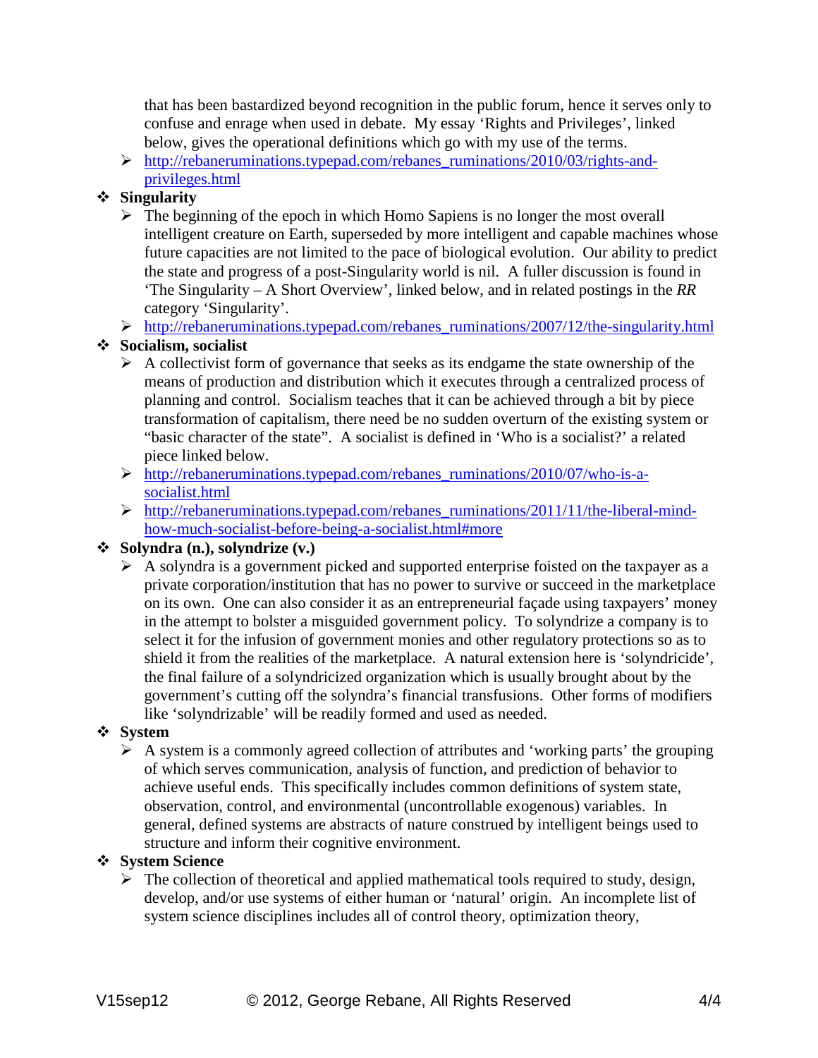that has been bastardized beyond recognition in the public forum, hence it serves only to confuse and enrage when used in debate. My essay 'Rights and Privileges', linked below, gives the operational definitions which go with my use of the terms.

- http://rebaneruminations.typepad.com/rebanes_ruminations/2010/03/rights-and-privileges.html

- **Singularity**
  - The beginning of the epoch in which Homo Sapiens is no longer the most overall intelligent creature on Earth, superseded by more intelligent and capable machines whose future capacities are not limited to the pace of biological evolution. Our ability to predict the state and progress of a post-Singularity world is nil. A fuller discussion is found in 'The Singularity – A Short Overview', linked below, and in related postings in the *RR* category 'Singularity'.
  - http://rebaneruminations.typepad.com/rebanes_ruminations/2007/12/the-singularity.html
- **Socialism, socialist**
  - A collectivist form of governance that seeks as its endgame the state ownership of the means of production and distribution which it executes through a centralized process of planning and control. Socialism teaches that it can be achieved through a bit by piece transformation of capitalism, there need be no sudden overturn of the existing system or "basic character of the state". A socialist is defined in 'Who is a socialist?' a related piece linked below.
  - http://rebaneruminations.typepad.com/rebanes_ruminations/2010/07/who-is-a-socialist.html
  - http://rebaneruminations.typepad.com/rebanes_ruminations/2011/11/the-liberal-mind-how-much-socialist-before-being-a-socialist.html#more
- **Solyndra (n.), solyndrize (v.)**
  - A solyndra is a government picked and supported enterprise foisted on the taxpayer as a private corporation/institution that has no power to survive or succeed in the marketplace on its own. One can also consider it as an entrepreneurial façade using taxpayers' money in the attempt to bolster a misguided government policy. To solyndrize a company is to select it for the infusion of government monies and other regulatory protections so as to shield it from the realities of the marketplace. A natural extension here is 'solyndricide', the final failure of a solyndricized organization which is usually brought about by the government's cutting off the solyndra's financial transfusions. Other forms of modifiers like 'solyndrizable' will be readily formed and used as needed.
- **System**
  - A system is a commonly agreed collection of attributes and 'working parts' the grouping of which serves communication, analysis of function, and prediction of behavior to achieve useful ends. This specifically includes common definitions of system state, observation, control, and environmental (uncontrollable exogenous) variables. In general, defined systems are abstracts of nature construed by intelligent beings used to structure and inform their cognitive environment.
- **System Science**
  - The collection of theoretical and applied mathematical tools required to study, design, develop, and/or use systems of either human or 'natural' origin. An incomplete list of system science disciplines includes all of control theory, optimization theory,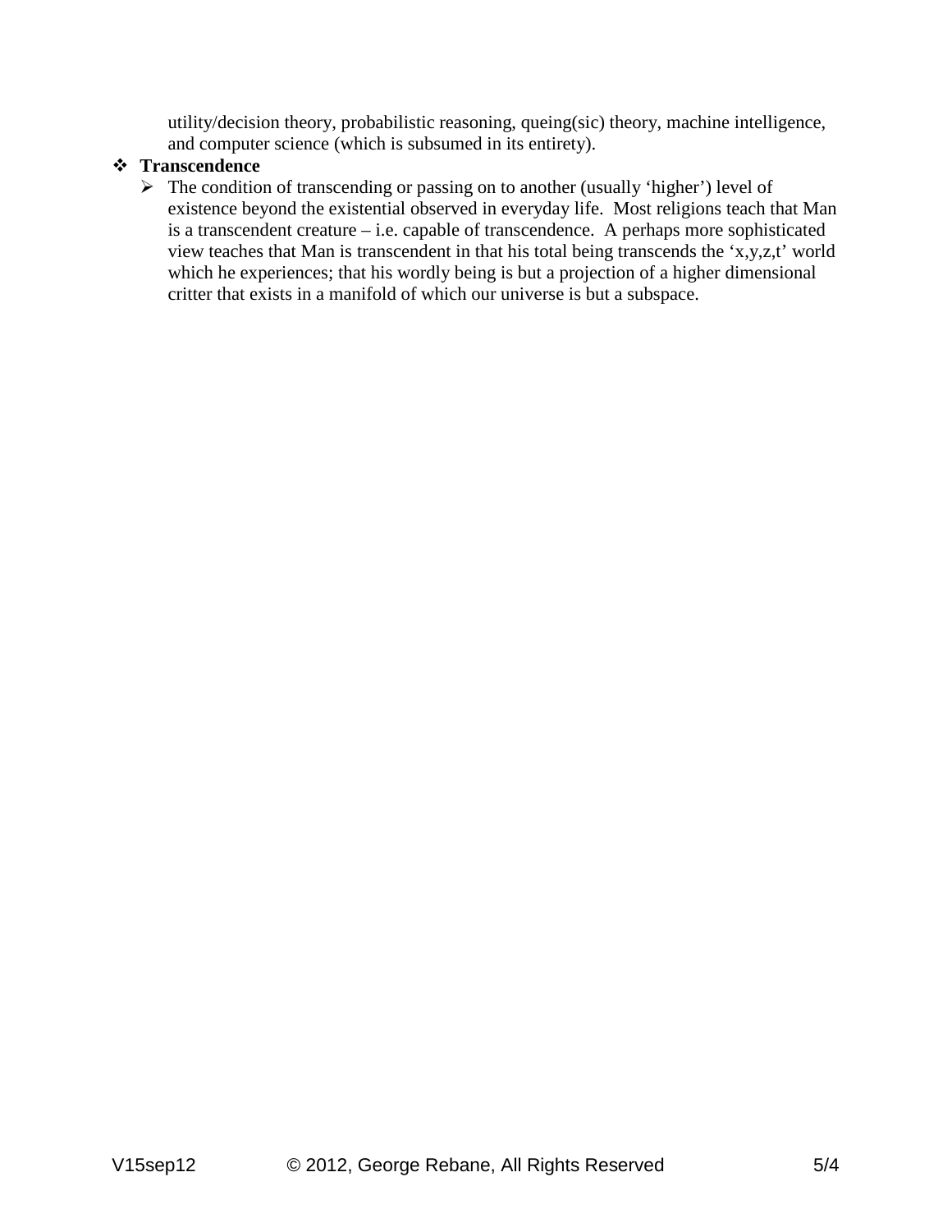utility/decision theory, probabilistic reasoning, queing(sic) theory, machine intelligence, and computer science (which is subsumed in its entirety).

- **Transcendence**
  - The condition of transcending or passing on to another (usually 'higher') level of existence beyond the existential observed in everyday life. Most religions teach that Man is a transcendent creature – i.e. capable of transcendence. A perhaps more sophisticated view teaches that Man is transcendent in that his total being transcends the 'x,y,z,t' world which he experiences; that his wordly being is but a projection of a higher dimensional critter that exists in a manifold of which our universe is but a subspace.